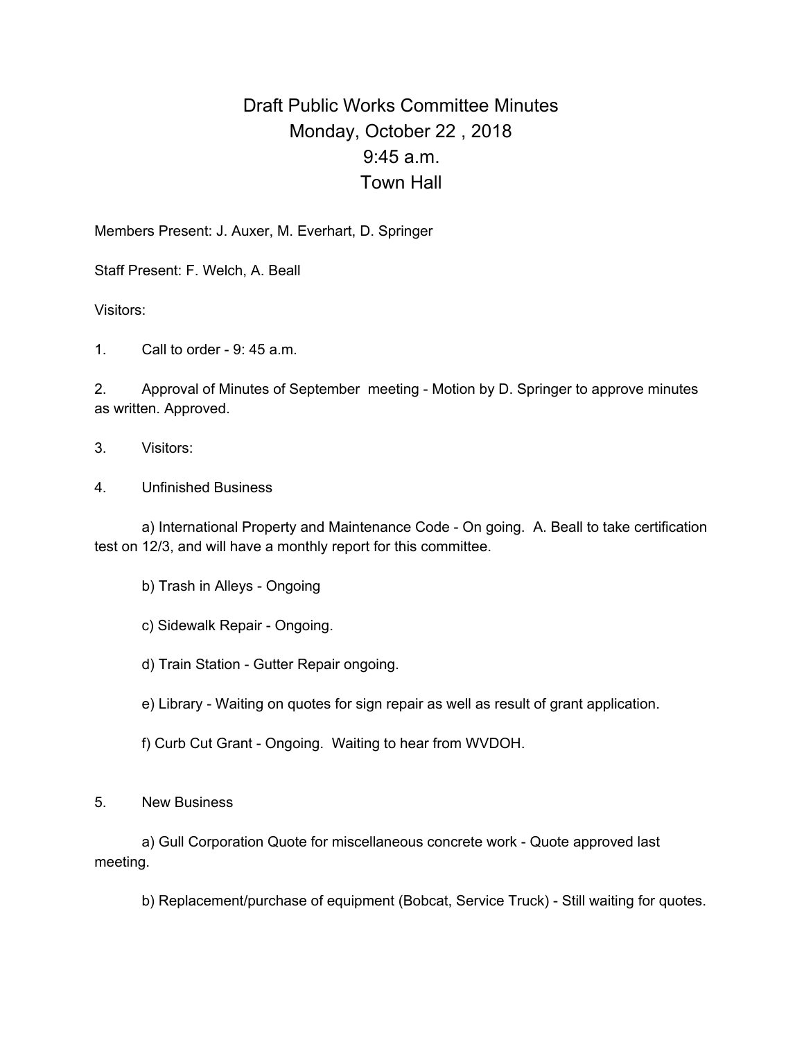# Draft Public Works Committee Minutes
# Monday, October 22 , 2018
# 9:45 a.m.
# Town Hall

Members Present: J. Auxer, M. Everhart, D. Springer

Staff Present: F. Welch, A. Beall

Visitors:

1. Call to order - 9: 45 a.m.

2. Approval of Minutes of September meeting - Motion by D. Springer to approve minutes as written. Approved.

3. Visitors:

4. Unfinished Business

   a) International Property and Maintenance Code - On going. A. Beall to take certification test on 12/3, and will have a monthly report for this committee.

   b) Trash in Alleys - Ongoing

   c) Sidewalk Repair - Ongoing.

   d) Train Station - Gutter Repair ongoing.

   e) Library - Waiting on quotes for sign repair as well as result of grant application.

   f) Curb Cut Grant - Ongoing. Waiting to hear from WVDOH.

5. New Business

   a) Gull Corporation Quote for miscellaneous concrete work - Quote approved last meeting.

   b) Replacement/purchase of equipment (Bobcat, Service Truck) - Still waiting for quotes.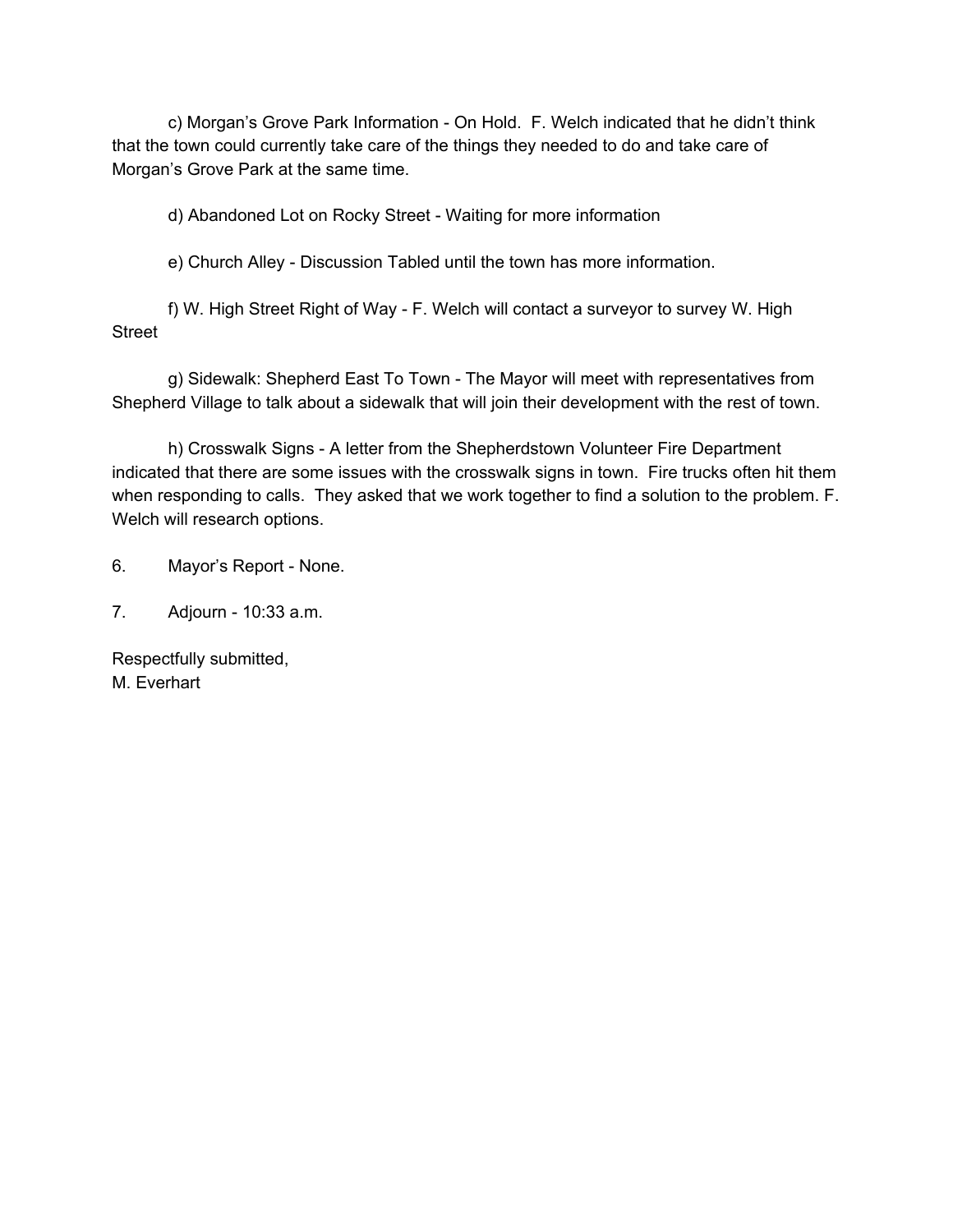c) Morgan's Grove Park Information - On Hold. F. Welch indicated that he didn't think that the town could currently take care of the things they needed to do and take care of Morgan's Grove Park at the same time.

d) Abandoned Lot on Rocky Street - Waiting for more information

e) Church Alley - Discussion Tabled until the town has more information.

f) W. High Street Right of Way - F. Welch will contact a surveyor to survey W. High Street

g) Sidewalk: Shepherd East To Town - The Mayor will meet with representatives from Shepherd Village to talk about a sidewalk that will join their development with the rest of town.

h) Crosswalk Signs - A letter from the Shepherdstown Volunteer Fire Department indicated that there are some issues with the crosswalk signs in town. Fire trucks often hit them when responding to calls. They asked that we work together to find a solution to the problem. F. Welch will research options.

6. Mayor's Report - None.

7. Adjourn - 10:33 a.m.

Respectfully submitted,
M. Everhart